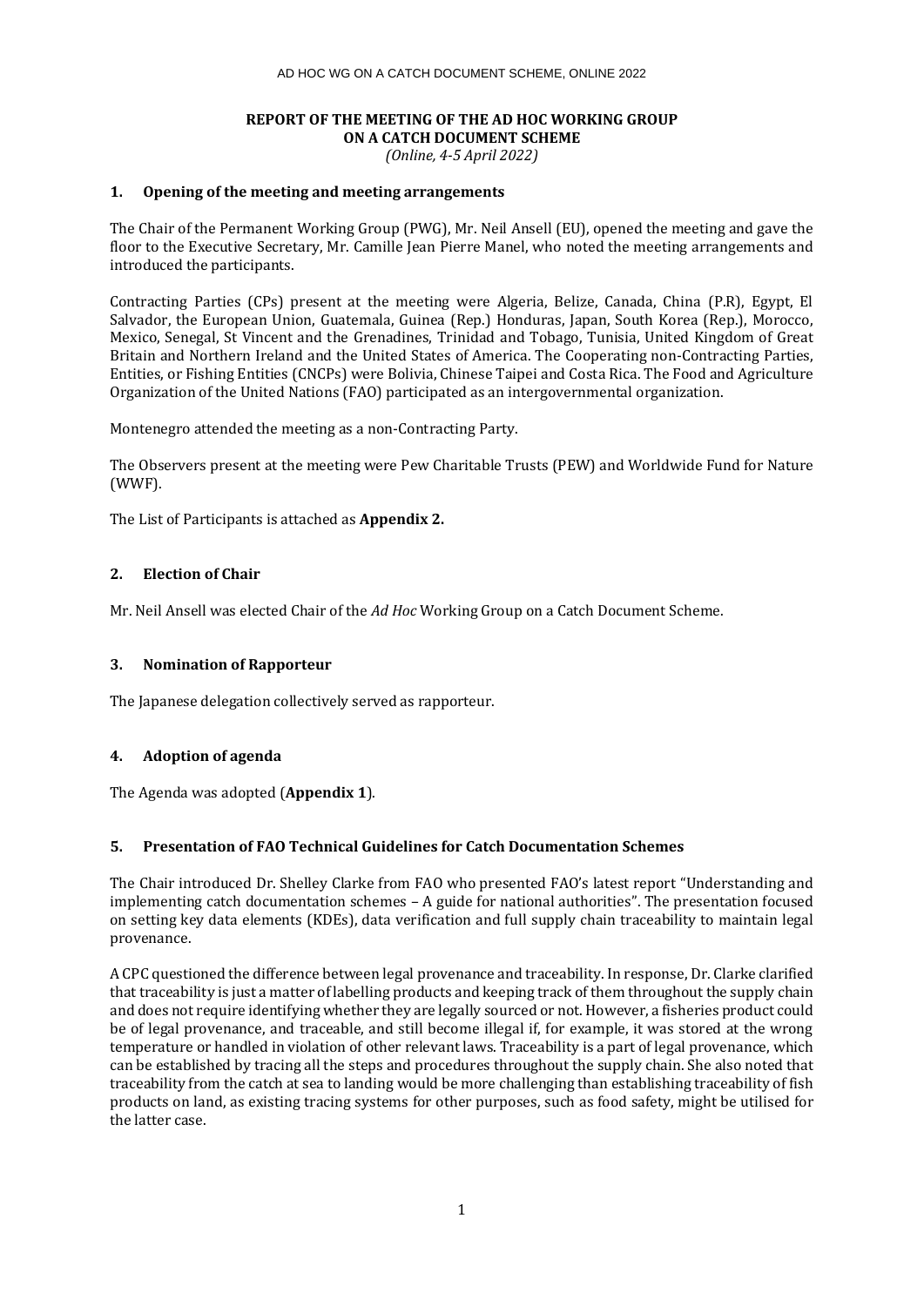# REPORT OF THE MEETING OF THE AD HOC WORKING GROUP ON A CATCH DOCUMENT SCHEME

*(Online, 4-5 April 2022)*

## 1. Opening of the meeting and meeting arrangements

The Chair of the Permanent Working Group (PWG), Mr. Neil Ansell (EU), opened the meeting and gave the floor to the Executive Secretary, Mr. Camille Jean Pierre Manel, who noted the meeting arrangements and introduced the participants.

Contracting Parties (CPs) present at the meeting were Algeria, Belize, Canada, China (P.R), Egypt, El Salvador, the European Union, Guatemala, Guinea (Rep.) Honduras, Japan, South Korea (Rep.), Morocco, Mexico, Senegal, St Vincent and the Grenadines, Trinidad and Tobago, Tunisia, United Kingdom of Great Britain and Northern Ireland and the United States of America. The Cooperating non-Contracting Parties, Entities, or Fishing Entities (CNCPs) were Bolivia, Chinese Taipei and Costa Rica. The Food and Agriculture Organization of the United Nations (FAO) participated as an intergovernmental organization.

Montenegro attended the meeting as a non-Contracting Party.

The Observers present at the meeting were Pew Charitable Trusts (PEW) and Worldwide Fund for Nature (WWF).

The List of Participants is attached as **Appendix 2.**

## 2. Election of Chair

Mr. Neil Ansell was elected Chair of the *Ad Hoc* Working Group on a Catch Document Scheme.

## 3. Nomination of Rapporteur

The Japanese delegation collectively served as rapporteur.

## 4. Adoption of agenda

The Agenda was adopted (**Appendix 1**).

## 5. Presentation of FAO Technical Guidelines for Catch Documentation Schemes

The Chair introduced Dr. Shelley Clarke from FAO who presented FAO's latest report "Understanding and implementing catch documentation schemes – A guide for national authorities". The presentation focused on setting key data elements (KDEs), data verification and full supply chain traceability to maintain legal provenance.

A CPC questioned the difference between legal provenance and traceability. In response, Dr. Clarke clarified that traceability is just a matter of labelling products and keeping track of them throughout the supply chain and does not require identifying whether they are legally sourced or not. However, a fisheries product could be of legal provenance, and traceable, and still become illegal if, for example, it was stored at the wrong temperature or handled in violation of other relevant laws. Traceability is a part of legal provenance, which can be established by tracing all the steps and procedures throughout the supply chain. She also noted that traceability from the catch at sea to landing would be more challenging than establishing traceability of fish products on land, as existing tracing systems for other purposes, such as food safety, might be utilised for the latter case.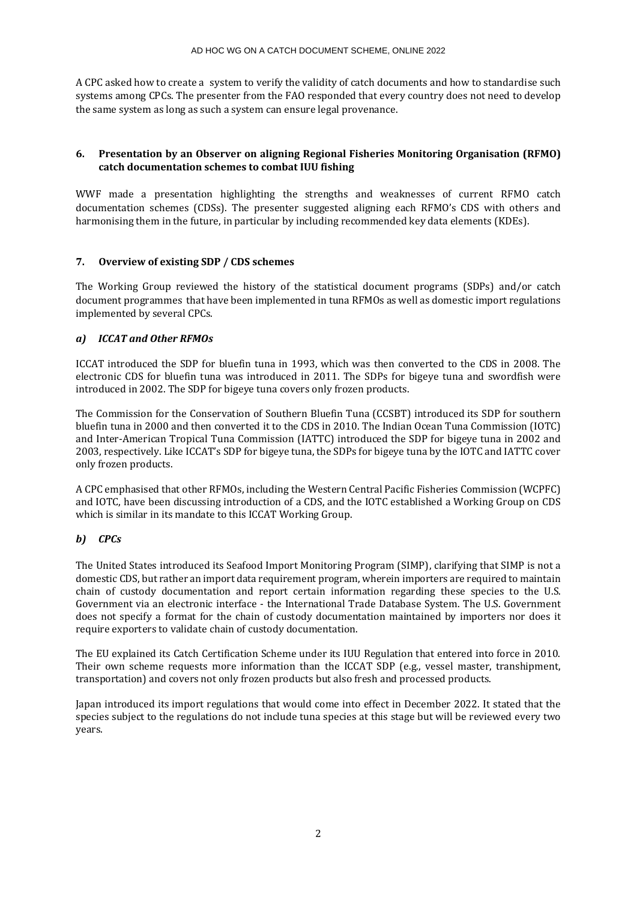A CPC asked how to create a system to verify the validity of catch documents and how to standardise such systems among CPCs. The presenter from the FAO responded that every country does not need to develop the same system as long as such a system can ensure legal provenance.

## 6. Presentation by an Observer on aligning Regional Fisheries Monitoring Organisation (RFMO) catch documentation schemes to combat IUU fishing

WWF made a presentation highlighting the strengths and weaknesses of current RFMO catch documentation schemes (CDSs). The presenter suggested aligning each RFMO's CDS with others and harmonising them in the future, in particular by including recommended key data elements (KDEs).

## 7. Overview of existing SDP / CDS schemes

The Working Group reviewed the history of the statistical document programs (SDPs) and/or catch document programmes that have been implemented in tuna RFMOs as well as domestic import regulations implemented by several CPCs.

### *a) ICCAT and Other RFMOs*

ICCAT introduced the SDP for bluefin tuna in 1993, which was then converted to the CDS in 2008. The electronic CDS for bluefin tuna was introduced in 2011. The SDPs for bigeye tuna and swordfish were introduced in 2002. The SDP for bigeye tuna covers only frozen products.

The Commission for the Conservation of Southern Bluefin Tuna (CCSBT) introduced its SDP for southern bluefin tuna in 2000 and then converted it to the CDS in 2010. The Indian Ocean Tuna Commission (IOTC) and Inter-American Tropical Tuna Commission (IATTC) introduced the SDP for bigeye tuna in 2002 and 2003, respectively. Like ICCAT's SDP for bigeye tuna, the SDPs for bigeye tuna by the IOTC and IATTC cover only frozen products.

A CPC emphasised that other RFMOs, including the Western Central Pacific Fisheries Commission (WCPFC) and IOTC, have been discussing introduction of a CDS, and the IOTC established a Working Group on CDS which is similar in its mandate to this ICCAT Working Group.

### *b) CPCs*

The United States introduced its Seafood Import Monitoring Program (SIMP), clarifying that SIMP is not a domestic CDS, but rather an import data requirement program, wherein importers are required to maintain chain of custody documentation and report certain information regarding these species to the U.S. Government via an electronic interface - the International Trade Database System. The U.S. Government does not specify a format for the chain of custody documentation maintained by importers nor does it require exporters to validate chain of custody documentation.

The EU explained its Catch Certification Scheme under its IUU Regulation that entered into force in 2010. Their own scheme requests more information than the ICCAT SDP (e.g., vessel master, transhipment, transportation) and covers not only frozen products but also fresh and processed products.

Japan introduced its import regulations that would come into effect in December 2022. It stated that the species subject to the regulations do not include tuna species at this stage but will be reviewed every two years.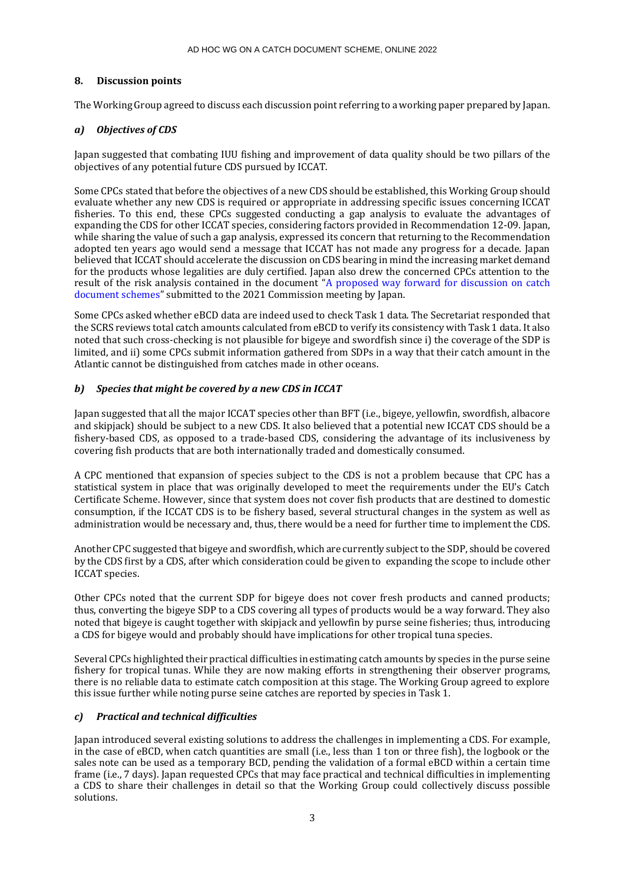## 8. Discussion points

The Working Group agreed to discuss each discussion point referring to a working paper prepared by Japan.

### *a) Objectives of CDS*

Japan suggested that combating IUU fishing and improvement of data quality should be two pillars of the objectives of any potential future CDS pursued by ICCAT.

Some CPCs stated that before the objectives of a new CDS should be established, this Working Group should evaluate whether any new CDS is required or appropriate in addressing specific issues concerning ICCAT fisheries. To this end, these CPCs suggested conducting a gap analysis to evaluate the advantages of expanding the CDS for other ICCAT species, considering factors provided in Recommendation 12-09. Japan, while sharing the value of such a gap analysis, expressed its concern that returning to the Recommendation adopted ten years ago would send a message that ICCAT has not made any progress for a decade. Japan believed that ICCAT should accelerate the discussion on CDS bearing in mind the increasing market demand for the products whose legalities are duly certified. Japan also drew the concerned CPCs attention to the result of the risk analysis contained in the document "A proposed way forward for discussion on catch document schemes" submitted to the 2021 Commission meeting by Japan.

Some CPCs asked whether eBCD data are indeed used to check Task 1 data. The Secretariat responded that the SCRS reviews total catch amounts calculated from eBCD to verify its consistency with Task 1 data. It also noted that such cross-checking is not plausible for bigeye and swordfish since i) the coverage of the SDP is limited, and ii) some CPCs submit information gathered from SDPs in a way that their catch amount in the Atlantic cannot be distinguished from catches made in other oceans.

### *b) Species that might be covered by a new CDS in ICCAT*

Japan suggested that all the major ICCAT species other than BFT (i.e., bigeye, yellowfin, swordfish, albacore and skipjack) should be subject to a new CDS. It also believed that a potential new ICCAT CDS should be a fishery-based CDS, as opposed to a trade-based CDS, considering the advantage of its inclusiveness by covering fish products that are both internationally traded and domestically consumed.

A CPC mentioned that expansion of species subject to the CDS is not a problem because that CPC has a statistical system in place that was originally developed to meet the requirements under the EU's Catch Certificate Scheme. However, since that system does not cover fish products that are destined to domestic consumption, if the ICCAT CDS is to be fishery based, several structural changes in the system as well as administration would be necessary and, thus, there would be a need for further time to implement the CDS.

Another CPC suggested that bigeye and swordfish, which are currently subject to the SDP, should be covered by the CDS first by a CDS, after which consideration could be given to expanding the scope to include other ICCAT species.

Other CPCs noted that the current SDP for bigeye does not cover fresh products and canned products; thus, converting the bigeye SDP to a CDS covering all types of products would be a way forward. They also noted that bigeye is caught together with skipjack and yellowfin by purse seine fisheries; thus, introducing a CDS for bigeye would and probably should have implications for other tropical tuna species.

Several CPCs highlighted their practical difficulties in estimating catch amounts by species in the purse seine fishery for tropical tunas. While they are now making efforts in strengthening their observer programs, there is no reliable data to estimate catch composition at this stage. The Working Group agreed to explore this issue further while noting purse seine catches are reported by species in Task 1.

### *c) Practical and technical difficulties*

Japan introduced several existing solutions to address the challenges in implementing a CDS. For example, in the case of eBCD, when catch quantities are small (i.e., less than 1 ton or three fish), the logbook or the sales note can be used as a temporary BCD, pending the validation of a formal eBCD within a certain time frame (i.e., 7 days). Japan requested CPCs that may face practical and technical difficulties in implementing a CDS to share their challenges in detail so that the Working Group could collectively discuss possible solutions.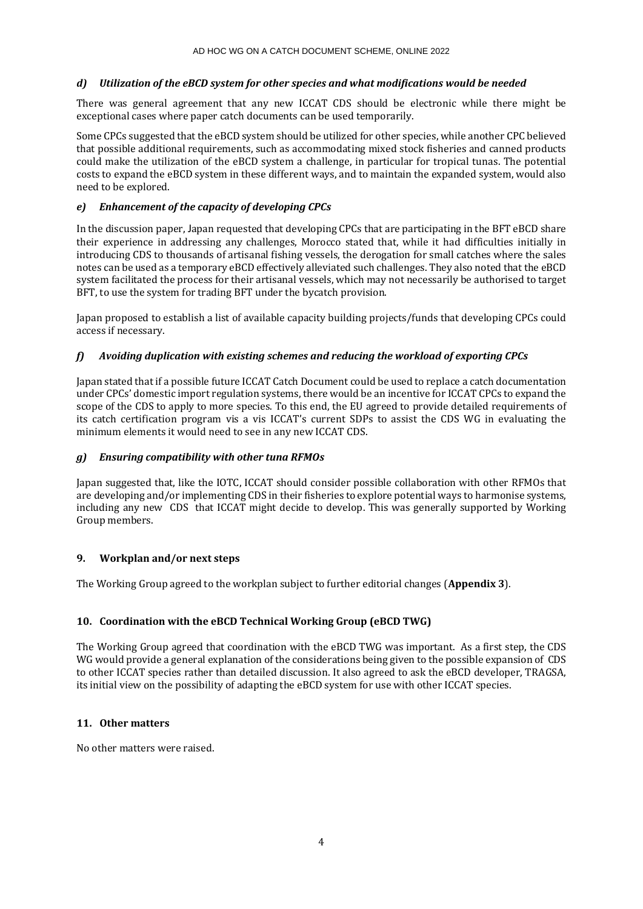### *d) Utilization of the eBCD system for other species and what modifications would be needed*

There was general agreement that any new ICCAT CDS should be electronic while there might be exceptional cases where paper catch documents can be used temporarily.

Some CPCs suggested that the eBCD system should be utilized for other species, while another CPC believed that possible additional requirements, such as accommodating mixed stock fisheries and canned products could make the utilization of the eBCD system a challenge, in particular for tropical tunas. The potential costs to expand the eBCD system in these different ways, and to maintain the expanded system, would also need to be explored.

### *e) Enhancement of the capacity of developing CPCs*

In the discussion paper, Japan requested that developing CPCs that are participating in the BFT eBCD share their experience in addressing any challenges, Morocco stated that, while it had difficulties initially in introducing CDS to thousands of artisanal fishing vessels, the derogation for small catches where the sales notes can be used as a temporary eBCD effectively alleviated such challenges. They also noted that the eBCD system facilitated the process for their artisanal vessels, which may not necessarily be authorised to target BFT, to use the system for trading BFT under the bycatch provision.

Japan proposed to establish a list of available capacity building projects/funds that developing CPCs could access if necessary.

### *f) Avoiding duplication with existing schemes and reducing the workload of exporting CPCs*

Japan stated that if a possible future ICCAT Catch Document could be used to replace a catch documentation under CPCs' domestic import regulation systems, there would be an incentive for ICCAT CPCs to expand the scope of the CDS to apply to more species. To this end, the EU agreed to provide detailed requirements of its catch certification program vis a vis ICCAT's current SDPs to assist the CDS WG in evaluating the minimum elements it would need to see in any new ICCAT CDS.

### *g) Ensuring compatibility with other tuna RFMOs*

Japan suggested that, like the IOTC, ICCAT should consider possible collaboration with other RFMOs that are developing and/or implementing CDS in their fisheries to explore potential ways to harmonise systems, including any new CDS that ICCAT might decide to develop. This was generally supported by Working Group members.

## 9. Workplan and/or next steps

The Working Group agreed to the workplan subject to further editorial changes (**Appendix 3**).

## 10. Coordination with the eBCD Technical Working Group (eBCD TWG)

The Working Group agreed that coordination with the eBCD TWG was important. As a first step, the CDS WG would provide a general explanation of the considerations being given to the possible expansion of CDS to other ICCAT species rather than detailed discussion. It also agreed to ask the eBCD developer, TRAGSA, its initial view on the possibility of adapting the eBCD system for use with other ICCAT species.

## 11. Other matters

No other matters were raised.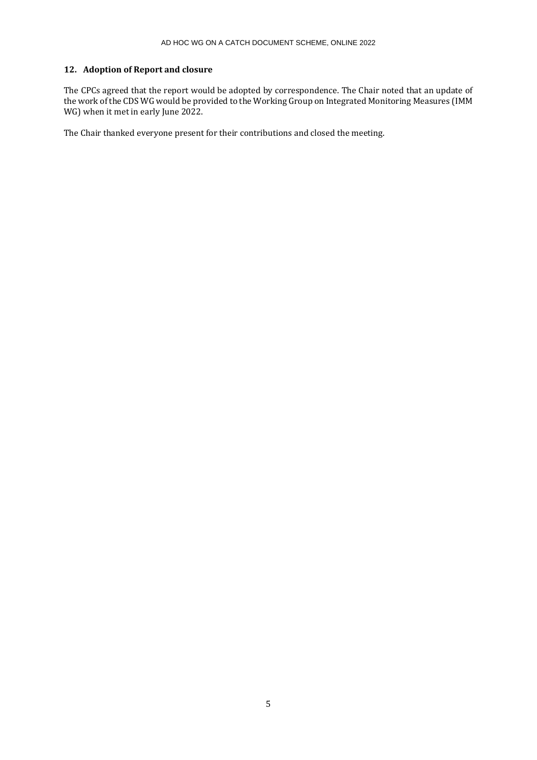## 12. Adoption of Report and closure

The CPCs agreed that the report would be adopted by correspondence. The Chair noted that an update of the work of the CDS WG would be provided to the Working Group on Integrated Monitoring Measures (IMM WG) when it met in early June 2022.

The Chair thanked everyone present for their contributions and closed the meeting.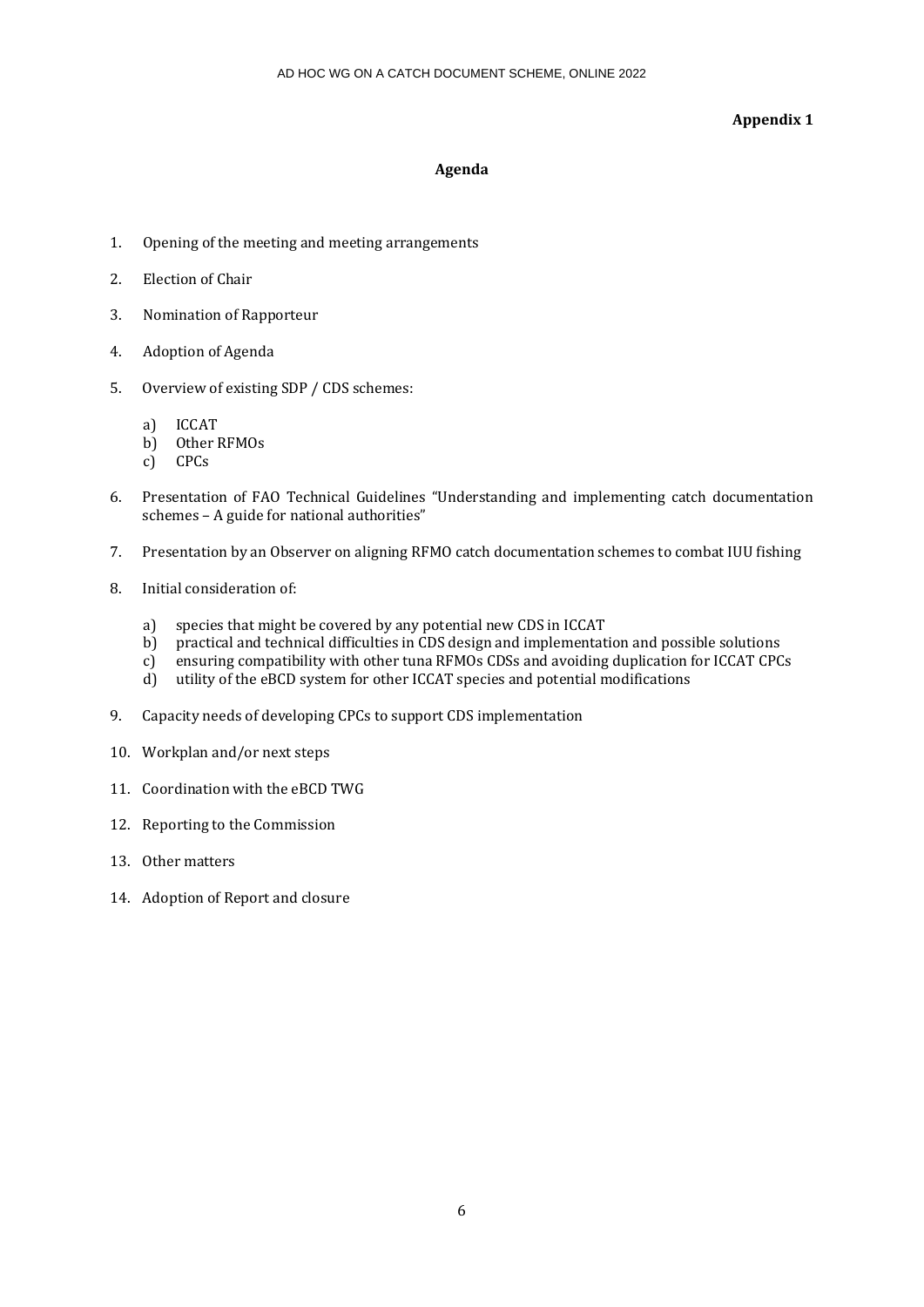**Appendix 1**

## Agenda

1. Opening of the meeting and meeting arrangements

2. Election of Chair

3. Nomination of Rapporteur

4. Adoption of Agenda

5. Overview of existing SDP / CDS schemes:

   a) ICCAT
   b) Other RFMOs
   c) CPCs

6. Presentation of FAO Technical Guidelines "Understanding and implementing catch documentation schemes – A guide for national authorities"

7. Presentation by an Observer on aligning RFMO catch documentation schemes to combat IUU fishing

8. Initial consideration of:

   a) species that might be covered by any potential new CDS in ICCAT
   b) practical and technical difficulties in CDS design and implementation and possible solutions
   c) ensuring compatibility with other tuna RFMOs CDSs and avoiding duplication for ICCAT CPCs
   d) utility of the eBCD system for other ICCAT species and potential modifications

9. Capacity needs of developing CPCs to support CDS implementation

10. Workplan and/or next steps

11. Coordination with the eBCD TWG

12. Reporting to the Commission

13. Other matters

14. Adoption of Report and closure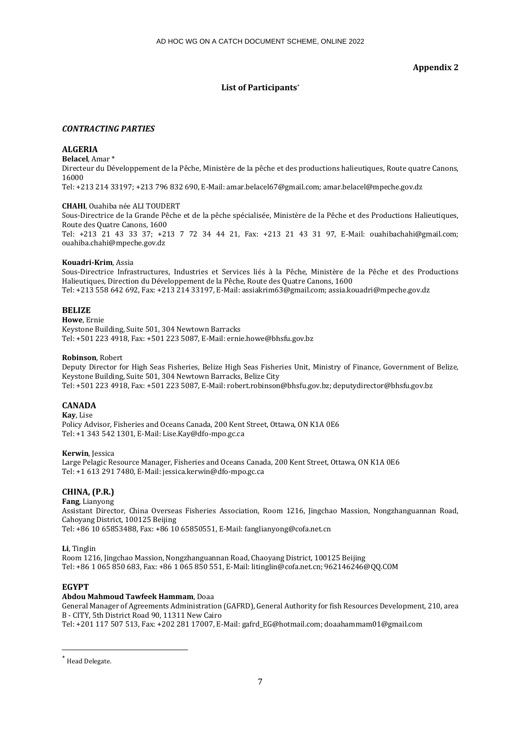**Appendix 2**

### List of Participants*

***CONTRACTING PARTIES***

**ALGERIA**

**Belacel**, Amar *
Directeur du Développement de la Pêche, Ministère de la pêche et des productions halieutiques, Route quatre Canons, 16000
Tel: +213 214 33197; +213 796 832 690, E-Mail: amar.belacel67@gmail.com; amar.belacel@mpeche.gov.dz

**CHAHI**, Ouahiba née ALI TOUDERT
Sous-Directrice de la Grande Pêche et de la pêche spécialisée, Ministère de la Pêche et des Productions Halieutiques, Route des Quatre Canons, 1600
Tel: +213 21 43 33 37; +213 7 72 34 44 21, Fax: +213 21 43 31 97, E-Mail: ouahibachahi@gmail.com; ouahiba.chahi@mpeche.gov.dz

**Kouadri-Krim**, Assia
Sous-Directrice Infrastructures, Industries et Services liés à la Pêche, Ministère de la Pêche et des Productions Halieutiques, Direction du Développement de la Pêche, Route des Quatre Canons, 1600
Tel: +213 558 642 692, Fax: +213 214 33197, E-Mail: assiakrim63@gmail.com; assia.kouadri@mpeche.gov.dz

**BELIZE**

**Howe**, Ernie
Keystone Building, Suite 501, 304 Newtown Barracks
Tel: +501 223 4918, Fax: +501 223 5087, E-Mail: ernie.howe@bhsfu.gov.bz

**Robinson**, Robert
Deputy Director for High Seas Fisheries, Belize High Seas Fisheries Unit, Ministry of Finance, Government of Belize, Keystone Building, Suite 501, 304 Newtown Barracks, Belize City
Tel: +501 223 4918, Fax: +501 223 5087, E-Mail: robert.robinson@bhsfu.gov.bz; deputydirector@bhsfu.gov.bz

**CANADA**

**Kay**, Lise
Policy Advisor, Fisheries and Oceans Canada, 200 Kent Street, Ottawa, ON K1A 0E6
Tel: +1 343 542 1301, E-Mail: Lise.Kay@dfo-mpo.gc.ca

**Kerwin**, Jessica
Large Pelagic Resource Manager, Fisheries and Oceans Canada, 200 Kent Street, Ottawa, ON K1A 0E6
Tel: +1 613 291 7480, E-Mail: jessica.kerwin@dfo-mpo.gc.ca

**CHINA, (P.R.)**

**Fang**, Lianyong
Assistant Director, China Overseas Fisheries Association, Room 1216, Jingchao Massion, Nongzhanguannan Road, Cahoyang District, 100125 Beijing
Tel: +86 10 65853488, Fax: +86 10 65850551, E-Mail: fanglianyong@cofa.net.cn

**Li**, Tinglin
Room 1216, Jingchao Massion, Nongzhanguannan Road, Chaoyang District, 100125 Beijing
Tel: +86 1 065 850 683, Fax: +86 1 065 850 551, E-Mail: litinglin@cofa.net.cn; 962146246@QQ.COM

**EGYPT**

**Abdou Mahmoud Tawfeek Hammam**, Doaa
General Manager of Agreements Administration (GAFRD), General Authority for fish Resources Development, 210, area B - CITY, 5th District Road 90, 11311 New Cairo
Tel: +201 117 507 513, Fax: +202 281 17007, E-Mail: gafrd_EG@hotmail.com; doaahammam01@gmail.com

---

* Head Delegate.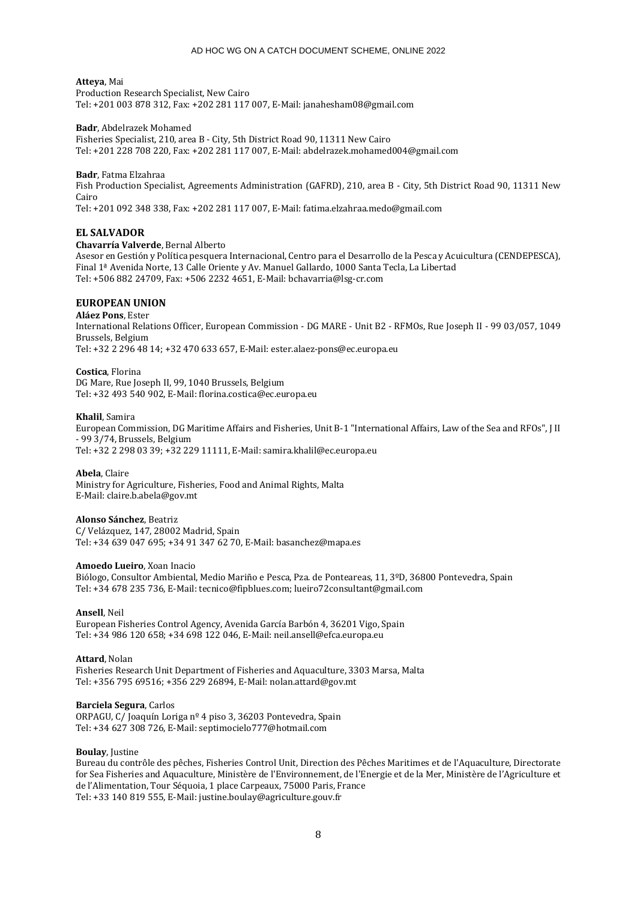**Atteya**, Mai
Production Research Specialist, New Cairo
Tel: +201 003 878 312, Fax: +202 281 117 007, E-Mail: janahesham08@gmail.com

**Badr**, Abdelrazek Mohamed
Fisheries Specialist, 210, area B - City, 5th District Road 90, 11311 New Cairo
Tel: +201 228 708 220, Fax: +202 281 117 007, E-Mail: abdelrazek.mohamed004@gmail.com

**Badr**, Fatma Elzahraa
Fish Production Specialist, Agreements Administration (GAFRD), 210, area B - City, 5th District Road 90, 11311 New Cairo
Tel: +201 092 348 338, Fax: +202 281 117 007, E-Mail: fatima.elzahraa.medo@gmail.com

### EL SALVADOR

**Chavarría Valverde**, Bernal Alberto
Asesor en Gestión y Política pesquera Internacional, Centro para el Desarrollo de la Pesca y Acuicultura (CENDEPESCA), Final 1ª Avenida Norte, 13 Calle Oriente y Av. Manuel Gallardo, 1000 Santa Tecla, La Libertad
Tel: +506 882 24709, Fax: +506 2232 4651, E-Mail: bchavarria@lsg-cr.com

### EUROPEAN UNION

**Aláez Pons**, Ester
International Relations Officer, European Commission - DG MARE - Unit B2 - RFMOs, Rue Joseph II - 99 03/057, 1049 Brussels, Belgium
Tel: +32 2 296 48 14; +32 470 633 657, E-Mail: ester.alaez-pons@ec.europa.eu

**Costica**, Florina
DG Mare, Rue Joseph II, 99, 1040 Brussels, Belgium
Tel: +32 493 540 902, E-Mail: florina.costica@ec.europa.eu

**Khalil**, Samira
European Commission, DG Maritime Affairs and Fisheries, Unit B-1 "International Affairs, Law of the Sea and RFOs", J II - 99 3/74, Brussels, Belgium
Tel: +32 2 298 03 39; +32 229 11111, E-Mail: samira.khalil@ec.europa.eu

**Abela**, Claire
Ministry for Agriculture, Fisheries, Food and Animal Rights, Malta
E-Mail: claire.b.abela@gov.mt

**Alonso Sánchez**, Beatriz
C/ Velázquez, 147, 28002 Madrid, Spain
Tel: +34 639 047 695; +34 91 347 62 70, E-Mail: basanchez@mapa.es

**Amoedo Lueiro**, Xoan Inacio
Biólogo, Consultor Ambiental, Medio Mariño e Pesca, Pza. de Ponteareas, 11, 3ºD, 36800 Pontevedra, Spain
Tel: +34 678 235 736, E-Mail: tecnico@fipblues.com; lueiro72consultant@gmail.com

**Ansell**, Neil
European Fisheries Control Agency, Avenida García Barbón 4, 36201 Vigo, Spain
Tel: +34 986 120 658; +34 698 122 046, E-Mail: neil.ansell@efca.europa.eu

**Attard**, Nolan
Fisheries Research Unit Department of Fisheries and Aquaculture, 3303 Marsa, Malta
Tel: +356 795 69516; +356 229 26894, E-Mail: nolan.attard@gov.mt

**Barciela Segura**, Carlos
ORPAGU, C/ Joaquín Loriga nº 4 piso 3, 36203 Pontevedra, Spain
Tel: +34 627 308 726, E-Mail: septimocielo777@hotmail.com

**Boulay**, Justine
Bureau du contrôle des pêches, Fisheries Control Unit, Direction des Pêches Maritimes et de l'Aquaculture, Directorate for Sea Fisheries and Aquaculture, Ministère de l'Environnement, de l'Energie et de la Mer, Ministère de l'Agriculture et de l'Alimentation, Tour Séquoia, 1 place Carpeaux, 75000 Paris, France
Tel: +33 140 819 555, E-Mail: justine.boulay@agriculture.gouv.fr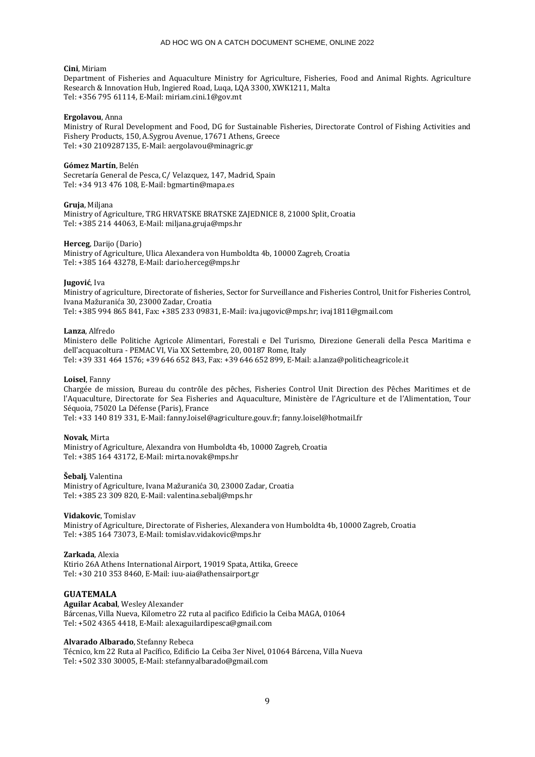**Cini**, Miriam
Department of Fisheries and Aquaculture Ministry for Agriculture, Fisheries, Food and Animal Rights. Agriculture Research & Innovation Hub, Ingiered Road, Luqa, LQA 3300, XWK1211, Malta
Tel: +356 795 61114, E-Mail: miriam.cini.1@gov.mt

**Ergolavou**, Anna
Ministry of Rural Development and Food, DG for Sustainable Fisheries, Directorate Control of Fishing Activities and Fishery Products, 150, A.Sygrou Avenue, 17671 Athens, Greece
Tel: +30 2109287135, E-Mail: aergolavou@minagric.gr

**Gómez Martín**, Belén
Secretaría General de Pesca, C/ Velazquez, 147, Madrid, Spain
Tel: +34 913 476 108, E-Mail: bgmartin@mapa.es

**Gruja**, Miljana
Ministry of Agriculture, TRG HRVATSKE BRATSKE ZAJEDNICE 8, 21000 Split, Croatia
Tel: +385 214 44063, E-Mail: miljana.gruja@mps.hr

**Herceg**, Darijo (Dario)
Ministry of Agriculture, Ulica Alexandera von Humboldta 4b, 10000 Zagreb, Croatia
Tel: +385 164 43278, E-Mail: dario.herceg@mps.hr

**Jugović**, Iva
Ministry of agriculture, Directorate of fisheries, Sector for Surveillance and Fisheries Control, Unit for Fisheries Control, Ivana Mažuranića 30, 23000 Zadar, Croatia
Tel: +385 994 865 841, Fax: +385 233 09831, E-Mail: iva.jugovic@mps.hr; ivaj1811@gmail.com

**Lanza**, Alfredo
Ministero delle Politiche Agricole Alimentari, Forestali e Del Turismo, Direzione Generali della Pesca Maritima e dell'acquacoltura - PEMAC VI, Via XX Settembre, 20, 00187 Rome, Italy
Tel: +39 331 464 1576; +39 646 652 843, Fax: +39 646 652 899, E-Mail: a.lanza@politicheagricole.it

**Loisel**, Fanny
Chargée de mission, Bureau du contrôle des pêches, Fisheries Control Unit Direction des Pêches Maritimes et de l'Aquaculture, Directorate for Sea Fisheries and Aquaculture, Ministère de l'Agriculture et de l'Alimentation, Tour Séquoia, 75020 La Défense (Paris), France
Tel: +33 140 819 331, E-Mail: fanny.loisel@agriculture.gouv.fr; fanny.loisel@hotmail.fr

**Novak**, Mirta
Ministry of Agriculture, Alexandra von Humboldta 4b, 10000 Zagreb, Croatia
Tel: +385 164 43172, E-Mail: mirta.novak@mps.hr

**Šebalj**, Valentina
Ministry of Agriculture, Ivana Mažuranića 30, 23000 Zadar, Croatia
Tel: +385 23 309 820, E-Mail: valentina.sebalj@mps.hr

**Vidakovic**, Tomislav
Ministry of Agriculture, Directorate of Fisheries, Alexandera von Humboldta 4b, 10000 Zagreb, Croatia
Tel: +385 164 73073, E-Mail: tomislav.vidakovic@mps.hr

**Zarkada**, Alexia
Ktirio 26A Athens International Airport, 19019 Spata, Attika, Greece
Tel: +30 210 353 8460, E-Mail: iuu-aia@athensairport.gr

**GUATEMALA**

**Aguilar Acabal**, Wesley Alexander
Bárcenas, Villa Nueva, Kilometro 22 ruta al pacifico Edificio la Ceiba MAGA, 01064
Tel: +502 4365 4418, E-Mail: alexaguilardipesca@gmail.com

**Alvarado Albarado**, Stefanny Rebeca
Técnico, km 22 Ruta al Pacífico, Edificio La Ceiba 3er Nivel, 01064 Bárcena, Villa Nueva
Tel: +502 330 30005, E-Mail: stefannyalbarado@gmail.com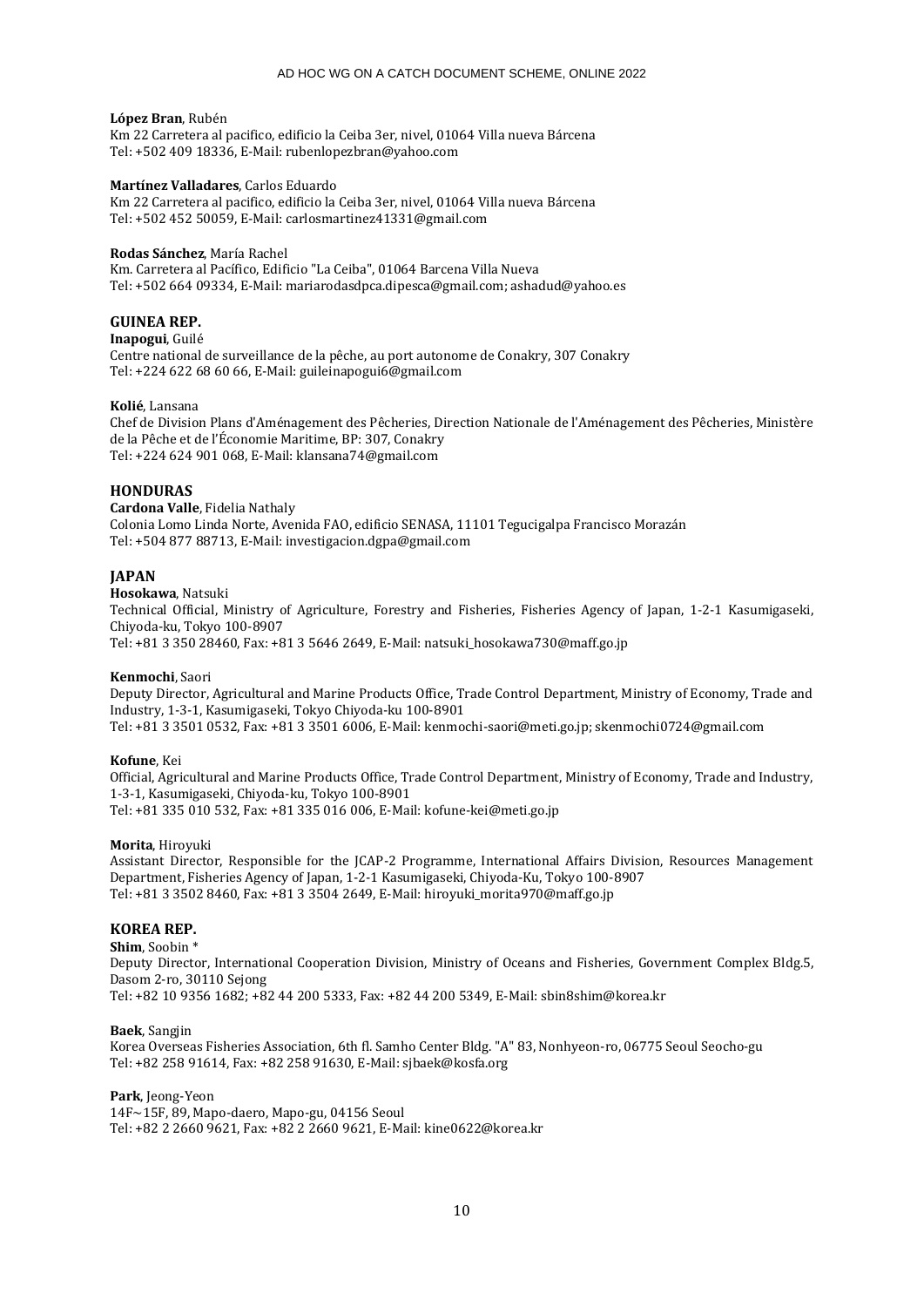**López Bran**, Rubén
Km 22 Carretera al pacifico, edificio la Ceiba 3er, nivel, 01064 Villa nueva Bárcena
Tel: +502 409 18336, E-Mail: rubenlopezbran@yahoo.com

**Martínez Valladares**, Carlos Eduardo
Km 22 Carretera al pacifico, edificio la Ceiba 3er, nivel, 01064 Villa nueva Bárcena
Tel: +502 452 50059, E-Mail: carlosmartinez41331@gmail.com

**Rodas Sánchez**, María Rachel
Km. Carretera al Pacífico, Edificio "La Ceiba", 01064 Barcena Villa Nueva
Tel: +502 664 09334, E-Mail: mariarodasdpca.dipesca@gmail.com; ashadud@yahoo.es

## GUINEA REP.

**Inapogui**, Guilé
Centre national de surveillance de la pêche, au port autonome de Conakry, 307 Conakry
Tel: +224 622 68 60 66, E-Mail: guileinapogui6@gmail.com

**Kolié**, Lansana
Chef de Division Plans d'Aménagement des Pêcheries, Direction Nationale de l'Aménagement des Pêcheries, Ministère de la Pêche et de l'Économie Maritime, BP: 307, Conakry
Tel: +224 624 901 068, E-Mail: klansana74@gmail.com

## HONDURAS

**Cardona Valle**, Fidelia Nathaly
Colonia Lomo Linda Norte, Avenida FAO, edificio SENASA, 11101 Tegucigalpa Francisco Morazán
Tel: +504 877 88713, E-Mail: investigacion.dgpa@gmail.com

## JAPAN

**Hosokawa**, Natsuki
Technical Official, Ministry of Agriculture, Forestry and Fisheries, Fisheries Agency of Japan, 1-2-1 Kasumigaseki, Chiyoda-ku, Tokyo 100-8907
Tel: +81 3 350 28460, Fax: +81 3 5646 2649, E-Mail: natsuki_hosokawa730@maff.go.jp

**Kenmochi**, Saori
Deputy Director, Agricultural and Marine Products Office, Trade Control Department, Ministry of Economy, Trade and Industry, 1-3-1, Kasumigaseki, Tokyo Chiyoda-ku 100-8901
Tel: +81 3 3501 0532, Fax: +81 3 3501 6006, E-Mail: kenmochi-saori@meti.go.jp; skenmochi0724@gmail.com

**Kofune**, Kei
Official, Agricultural and Marine Products Office, Trade Control Department, Ministry of Economy, Trade and Industry, 1-3-1, Kasumigaseki, Chiyoda-ku, Tokyo 100-8901
Tel: +81 335 010 532, Fax: +81 335 016 006, E-Mail: kofune-kei@meti.go.jp

**Morita**, Hiroyuki
Assistant Director, Responsible for the JCAP-2 Programme, International Affairs Division, Resources Management Department, Fisheries Agency of Japan, 1-2-1 Kasumigaseki, Chiyoda-Ku, Tokyo 100-8907
Tel: +81 3 3502 8460, Fax: +81 3 3504 2649, E-Mail: hiroyuki_morita970@maff.go.jp

## KOREA REP.

**Shim**, Soobin *
Deputy Director, International Cooperation Division, Ministry of Oceans and Fisheries, Government Complex Bldg.5, Dasom 2-ro, 30110 Sejong
Tel: +82 10 9356 1682; +82 44 200 5333, Fax: +82 44 200 5349, E-Mail: sbin8shim@korea.kr

**Baek**, Sangjin
Korea Overseas Fisheries Association, 6th fl. Samho Center Bldg. "A" 83, Nonhyeon-ro, 06775 Seoul Seocho-gu
Tel: +82 258 91614, Fax: +82 258 91630, E-Mail: sjbaek@kosfa.org

**Park**, Jeong-Yeon
14F~15F, 89, Mapo-daero, Mapo-gu, 04156 Seoul
Tel: +82 2 2660 9621, Fax: +82 2 2660 9621, E-Mail: kine0622@korea.kr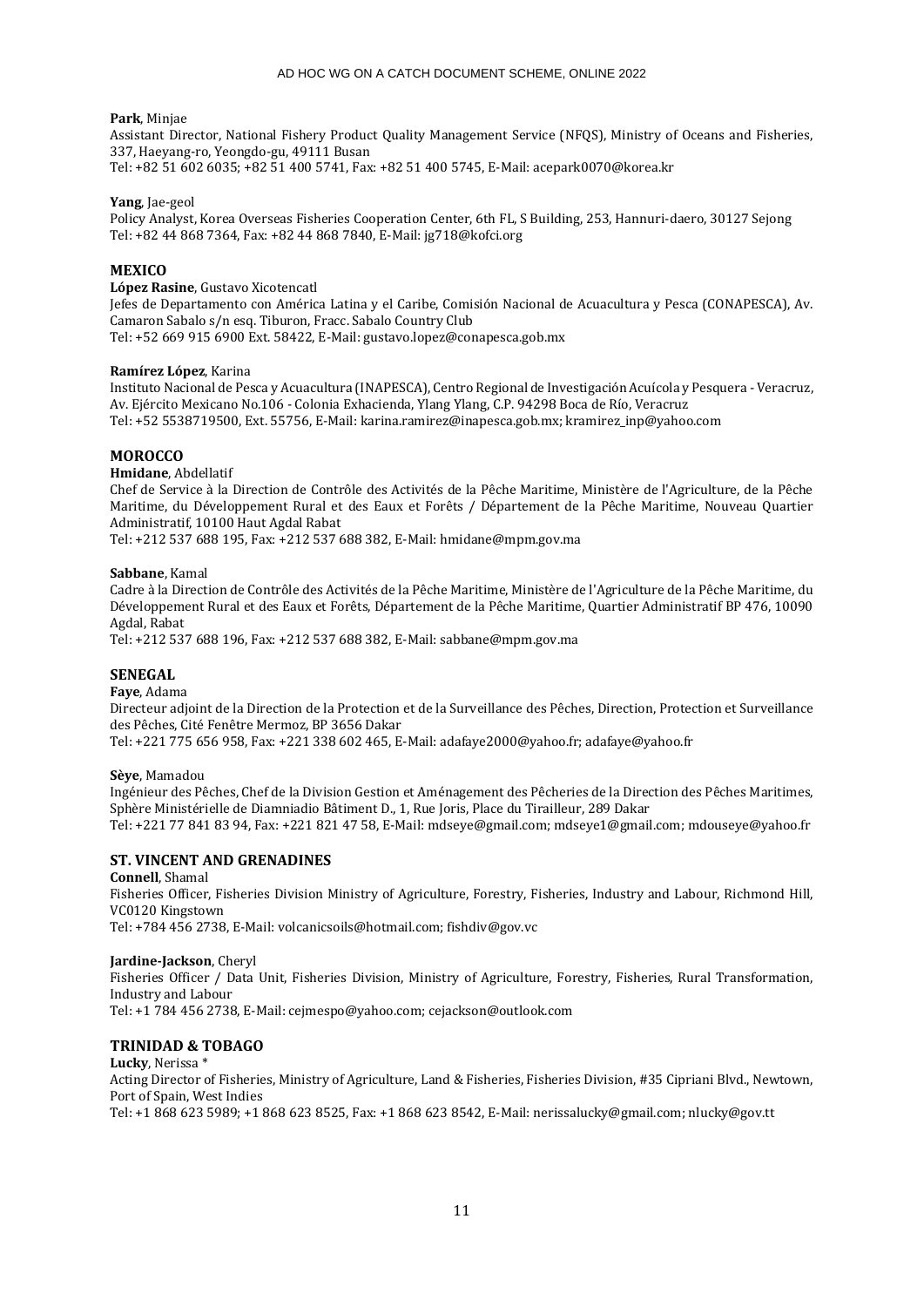**Park**, Minjae
Assistant Director, National Fishery Product Quality Management Service (NFQS), Ministry of Oceans and Fisheries, 337, Haeyang-ro, Yeongdo-gu, 49111 Busan
Tel: +82 51 602 6035; +82 51 400 5741, Fax: +82 51 400 5745, E-Mail: acepark0070@korea.kr

**Yang**, Jae-geol
Policy Analyst, Korea Overseas Fisheries Cooperation Center, 6th FL, S Building, 253, Hannuri-daero, 30127 Sejong
Tel: +82 44 868 7364, Fax: +82 44 868 7840, E-Mail: jg718@kofci.org

## MEXICO

**López Rasine**, Gustavo Xicotencatl
Jefes de Departamento con América Latina y el Caribe, Comisión Nacional de Acuacultura y Pesca (CONAPESCA), Av. Camaron Sabalo s/n esq. Tiburon, Fracc. Sabalo Country Club
Tel: +52 669 915 6900 Ext. 58422, E-Mail: gustavo.lopez@conapesca.gob.mx

**Ramírez López**, Karina
Instituto Nacional de Pesca y Acuacultura (INAPESCA), Centro Regional de Investigación Acuícola y Pesquera - Veracruz, Av. Ejército Mexicano No.106 - Colonia Exhacienda, Ylang Ylang, C.P. 94298 Boca de Río, Veracruz
Tel: +52 5538719500, Ext. 55756, E-Mail: karina.ramirez@inapesca.gob.mx; kramirez_inp@yahoo.com

## MOROCCO

**Hmidane**, Abdellatif
Chef de Service à la Direction de Contrôle des Activités de la Pêche Maritime, Ministère de l'Agriculture, de la Pêche Maritime, du Développement Rural et des Eaux et Forêts / Département de la Pêche Maritime, Nouveau Quartier Administratif, 10100 Haut Agdal Rabat
Tel: +212 537 688 195, Fax: +212 537 688 382, E-Mail: hmidane@mpm.gov.ma

**Sabbane**, Kamal
Cadre à la Direction de Contrôle des Activités de la Pêche Maritime, Ministère de l'Agriculture de la Pêche Maritime, du Développement Rural et des Eaux et Forêts, Département de la Pêche Maritime, Quartier Administratif BP 476, 10090 Agdal, Rabat
Tel: +212 537 688 196, Fax: +212 537 688 382, E-Mail: sabbane@mpm.gov.ma

## SENEGAL

**Faye**, Adama
Directeur adjoint de la Direction de la Protection et de la Surveillance des Pêches, Direction, Protection et Surveillance des Pêches, Cité Fenêtre Mermoz, BP 3656 Dakar
Tel: +221 775 656 958, Fax: +221 338 602 465, E-Mail: adafaye2000@yahoo.fr; adafaye@yahoo.fr

**Sèye**, Mamadou
Ingénieur des Pêches, Chef de la Division Gestion et Aménagement des Pêcheries de la Direction des Pêches Maritimes, Sphère Ministérielle de Diamniadio Bâtiment D., 1, Rue Joris, Place du Tirailleur, 289 Dakar
Tel: +221 77 841 83 94, Fax: +221 821 47 58, E-Mail: mdseye@gmail.com; mdseye1@gmail.com; mdouseye@yahoo.fr

## ST. VINCENT AND GRENADINES

**Connell**, Shamal
Fisheries Officer, Fisheries Division Ministry of Agriculture, Forestry, Fisheries, Industry and Labour, Richmond Hill, VC0120 Kingstown
Tel: +784 456 2738, E-Mail: volcanicsoils@hotmail.com; fishdiv@gov.vc

**Jardine-Jackson**, Cheryl
Fisheries Officer / Data Unit, Fisheries Division, Ministry of Agriculture, Forestry, Fisheries, Rural Transformation, Industry and Labour
Tel: +1 784 456 2738, E-Mail: cejmespo@yahoo.com; cejackson@outlook.com

## TRINIDAD & TOBAGO

**Lucky**, Nerissa *
Acting Director of Fisheries, Ministry of Agriculture, Land & Fisheries, Fisheries Division, #35 Cipriani Blvd., Newtown, Port of Spain, West Indies
Tel: +1 868 623 5989; +1 868 623 8525, Fax: +1 868 623 8542, E-Mail: nerissalucky@gmail.com; nlucky@gov.tt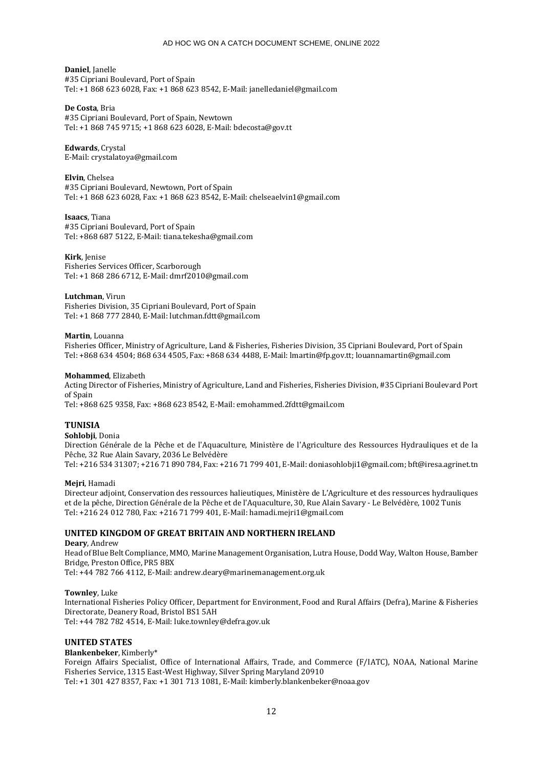**Daniel**, Janelle
#35 Cipriani Boulevard, Port of Spain
Tel: +1 868 623 6028, Fax: +1 868 623 8542, E-Mail: janelledaniel@gmail.com

**De Costa**, Bria
#35 Cipriani Boulevard, Port of Spain, Newtown
Tel: +1 868 745 9715; +1 868 623 6028, E-Mail: bdecosta@gov.tt

**Edwards**, Crystal
E-Mail: crystalatoya@gmail.com

**Elvin**, Chelsea
#35 Cipriani Boulevard, Newtown, Port of Spain
Tel: +1 868 623 6028, Fax: +1 868 623 8542, E-Mail: chelseaelvin1@gmail.com

**Isaacs**, Tiana
#35 Cipriani Boulevard, Port of Spain
Tel: +868 687 5122, E-Mail: tiana.tekesha@gmail.com

**Kirk**, Jenise
Fisheries Services Officer, Scarborough
Tel: +1 868 286 6712, E-Mail: dmrf2010@gmail.com

**Lutchman**, Virun
Fisheries Division, 35 Cipriani Boulevard, Port of Spain
Tel: +1 868 777 2840, E-Mail: lutchman.fdtt@gmail.com

**Martin**, Louanna
Fisheries Officer, Ministry of Agriculture, Land & Fisheries, Fisheries Division, 35 Cipriani Boulevard, Port of Spain
Tel: +868 634 4504; 868 634 4505, Fax: +868 634 4488, E-Mail: lmartin@fp.gov.tt; louannamartin@gmail.com

**Mohammed**, Elizabeth
Acting Director of Fisheries, Ministry of Agriculture, Land and Fisheries, Fisheries Division, #35 Cipriani Boulevard Port of Spain
Tel: +868 625 9358, Fax: +868 623 8542, E-Mail: emohammed.2fdtt@gmail.com

## TUNISIA

**Sohlobji**, Donia
Direction Générale de la Pêche et de l'Aquaculture, Ministère de l'Agriculture des Ressources Hydrauliques et de la Pêche, 32 Rue Alain Savary, 2036 Le Belvédère
Tel: +216 534 31307; +216 71 890 784, Fax: +216 71 799 401, E-Mail: doniasohlobji1@gmail.com; bft@iresa.agrinet.tn

**Mejri**, Hamadi
Directeur adjoint, Conservation des ressources halieutiques, Ministère de L'Agriculture et des ressources hydrauliques et de la pêche, Direction Générale de la Pêche et de l'Aquaculture, 30, Rue Alain Savary - Le Belvédère, 1002 Tunis
Tel: +216 24 012 780, Fax: +216 71 799 401, E-Mail: hamadi.mejri1@gmail.com

## UNITED KINGDOM OF GREAT BRITAIN AND NORTHERN IRELAND

**Deary**, Andrew
Head of Blue Belt Compliance, MMO, Marine Management Organisation, Lutra House, Dodd Way, Walton House, Bamber Bridge, Preston Office, PR5 8BX
Tel: +44 782 766 4112, E-Mail: andrew.deary@marinemanagement.org.uk

**Townley**, Luke
International Fisheries Policy Officer, Department for Environment, Food and Rural Affairs (Defra), Marine & Fisheries Directorate, Deanery Road, Bristol BS1 5AH
Tel: +44 782 782 4514, E-Mail: luke.townley@defra.gov.uk

## UNITED STATES

**Blankenbeker**, Kimberly*
Foreign Affairs Specialist, Office of International Affairs, Trade, and Commerce (F/IATC), NOAA, National Marine Fisheries Service, 1315 East-West Highway, Silver Spring Maryland 20910
Tel: +1 301 427 8357, Fax: +1 301 713 1081, E-Mail: kimberly.blankenbeker@noaa.gov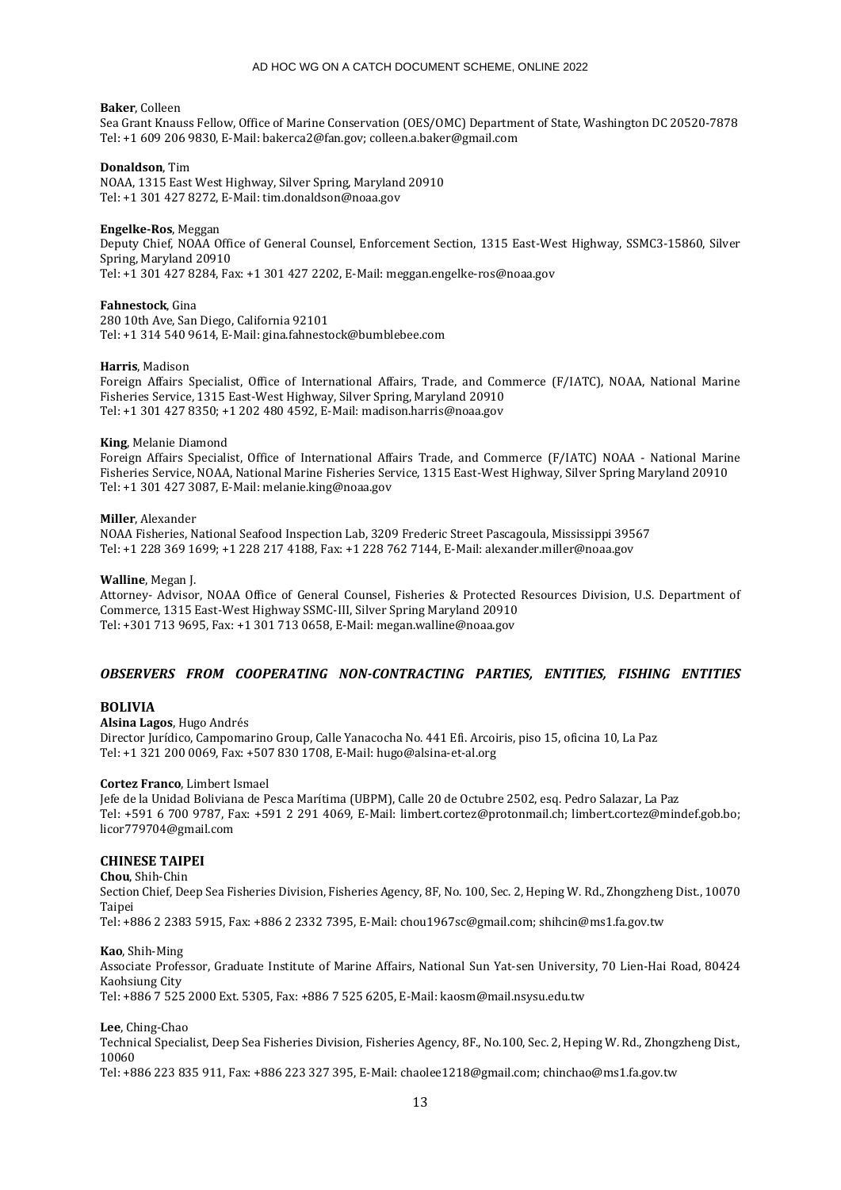**Baker**, Colleen
Sea Grant Knauss Fellow, Office of Marine Conservation (OES/OMC) Department of State, Washington DC 20520-7878
Tel: +1 609 206 9830, E-Mail: bakerca2@fan.gov; colleen.a.baker@gmail.com

**Donaldson**, Tim
NOAA, 1315 East West Highway, Silver Spring, Maryland 20910
Tel: +1 301 427 8272, E-Mail: tim.donaldson@noaa.gov

**Engelke-Ros**, Meggan
Deputy Chief, NOAA Office of General Counsel, Enforcement Section, 1315 East-West Highway, SSMC3-15860, Silver Spring, Maryland 20910
Tel: +1 301 427 8284, Fax: +1 301 427 2202, E-Mail: meggan.engelke-ros@noaa.gov

**Fahnestock**, Gina
280 10th Ave, San Diego, California 92101
Tel: +1 314 540 9614, E-Mail: gina.fahnestock@bumblebee.com

**Harris**, Madison
Foreign Affairs Specialist, Office of International Affairs, Trade, and Commerce (F/IATC), NOAA, National Marine Fisheries Service, 1315 East-West Highway, Silver Spring, Maryland 20910
Tel: +1 301 427 8350; +1 202 480 4592, E-Mail: madison.harris@noaa.gov

**King**, Melanie Diamond
Foreign Affairs Specialist, Office of International Affairs Trade, and Commerce (F/IATC) NOAA - National Marine Fisheries Service, NOAA, National Marine Fisheries Service, 1315 East-West Highway, Silver Spring Maryland 20910
Tel: +1 301 427 3087, E-Mail: melanie.king@noaa.gov

**Miller**, Alexander
NOAA Fisheries, National Seafood Inspection Lab, 3209 Frederic Street Pascagoula, Mississippi 39567
Tel: +1 228 369 1699; +1 228 217 4188, Fax: +1 228 762 7144, E-Mail: alexander.miller@noaa.gov

**Walline**, Megan J.
Attorney- Advisor, NOAA Office of General Counsel, Fisheries & Protected Resources Division, U.S. Department of Commerce, 1315 East-West Highway SSMC-III, Silver Spring Maryland 20910
Tel: +301 713 9695, Fax: +1 301 713 0658, E-Mail: megan.walline@noaa.gov

## *OBSERVERS FROM COOPERATING NON-CONTRACTING PARTIES, ENTITIES, FISHING ENTITIES*

### BOLIVIA

**Alsina Lagos**, Hugo Andrés
Director Jurídico, Campomarino Group, Calle Yanacocha No. 441 Efi. Arcoiris, piso 15, oficina 10, La Paz
Tel: +1 321 200 0069, Fax: +507 830 1708, E-Mail: hugo@alsina-et-al.org

**Cortez Franco**, Limbert Ismael
Jefe de la Unidad Boliviana de Pesca Marítima (UBPM), Calle 20 de Octubre 2502, esq. Pedro Salazar, La Paz
Tel: +591 6 700 9787, Fax: +591 2 291 4069, E-Mail: limbert.cortez@protonmail.ch; limbert.cortez@mindef.gob.bo; licor779704@gmail.com

### CHINESE TAIPEI

**Chou**, Shih-Chin
Section Chief, Deep Sea Fisheries Division, Fisheries Agency, 8F, No. 100, Sec. 2, Heping W. Rd., Zhongzheng Dist., 10070 Taipei
Tel: +886 2 2383 5915, Fax: +886 2 2332 7395, E-Mail: chou1967sc@gmail.com; shihcin@ms1.fa.gov.tw

**Kao**, Shih-Ming
Associate Professor, Graduate Institute of Marine Affairs, National Sun Yat-sen University, 70 Lien-Hai Road, 80424 Kaohsiung City
Tel: +886 7 525 2000 Ext. 5305, Fax: +886 7 525 6205, E-Mail: kaosm@mail.nsysu.edu.tw

**Lee**, Ching-Chao
Technical Specialist, Deep Sea Fisheries Division, Fisheries Agency, 8F., No.100, Sec. 2, Heping W. Rd., Zhongzheng Dist., 10060
Tel: +886 223 835 911, Fax: +886 223 327 395, E-Mail: chaolee1218@gmail.com; chinchao@ms1.fa.gov.tw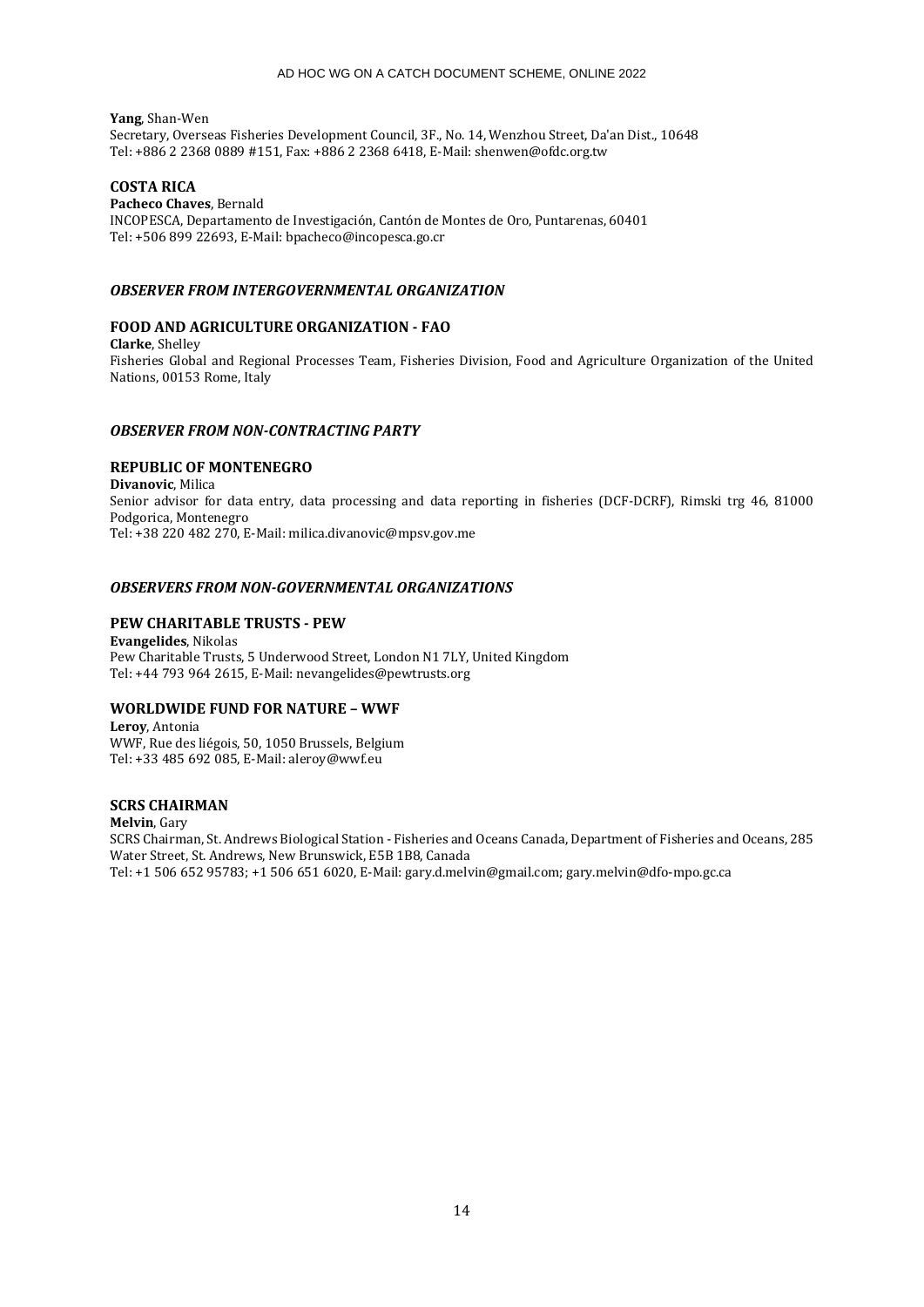**Yang**, Shan-Wen
Secretary, Overseas Fisheries Development Council, 3F., No. 14, Wenzhou Street, Da'an Dist., 10648
Tel: +886 2 2368 0889 #151, Fax: +886 2 2368 6418, E-Mail: shenwen@ofdc.org.tw

### COSTA RICA

**Pacheco Chaves**, Bernald
INCOPESCA, Departamento de Investigación, Cantón de Montes de Oro, Puntarenas, 60401
Tel: +506 899 22693, E-Mail: bpacheco@incopesca.go.cr

## *OBSERVER FROM INTERGOVERNMENTAL ORGANIZATION*

### FOOD AND AGRICULTURE ORGANIZATION - FAO

**Clarke**, Shelley
Fisheries Global and Regional Processes Team, Fisheries Division, Food and Agriculture Organization of the United Nations, 00153 Rome, Italy

## *OBSERVER FROM NON-CONTRACTING PARTY*

### REPUBLIC OF MONTENEGRO

**Divanovic**, Milica
Senior advisor for data entry, data processing and data reporting in fisheries (DCF-DCRF), Rimski trg 46, 81000 Podgorica, Montenegro
Tel: +38 220 482 270, E-Mail: milica.divanovic@mpsv.gov.me

## *OBSERVERS FROM NON-GOVERNMENTAL ORGANIZATIONS*

### PEW CHARITABLE TRUSTS - PEW

**Evangelides**, Nikolas
Pew Charitable Trusts, 5 Underwood Street, London N1 7LY, United Kingdom
Tel: +44 793 964 2615, E-Mail: nevangelides@pewtrusts.org

### WORLDWIDE FUND FOR NATURE – WWF

**Leroy**, Antonia
WWF, Rue des liégois, 50, 1050 Brussels, Belgium
Tel: +33 485 692 085, E-Mail: aleroy@wwf.eu

### SCRS CHAIRMAN

**Melvin**, Gary
SCRS Chairman, St. Andrews Biological Station - Fisheries and Oceans Canada, Department of Fisheries and Oceans, 285 Water Street, St. Andrews, New Brunswick, E5B 1B8, Canada
Tel: +1 506 652 95783; +1 506 651 6020, E-Mail: gary.d.melvin@gmail.com; gary.melvin@dfo-mpo.gc.ca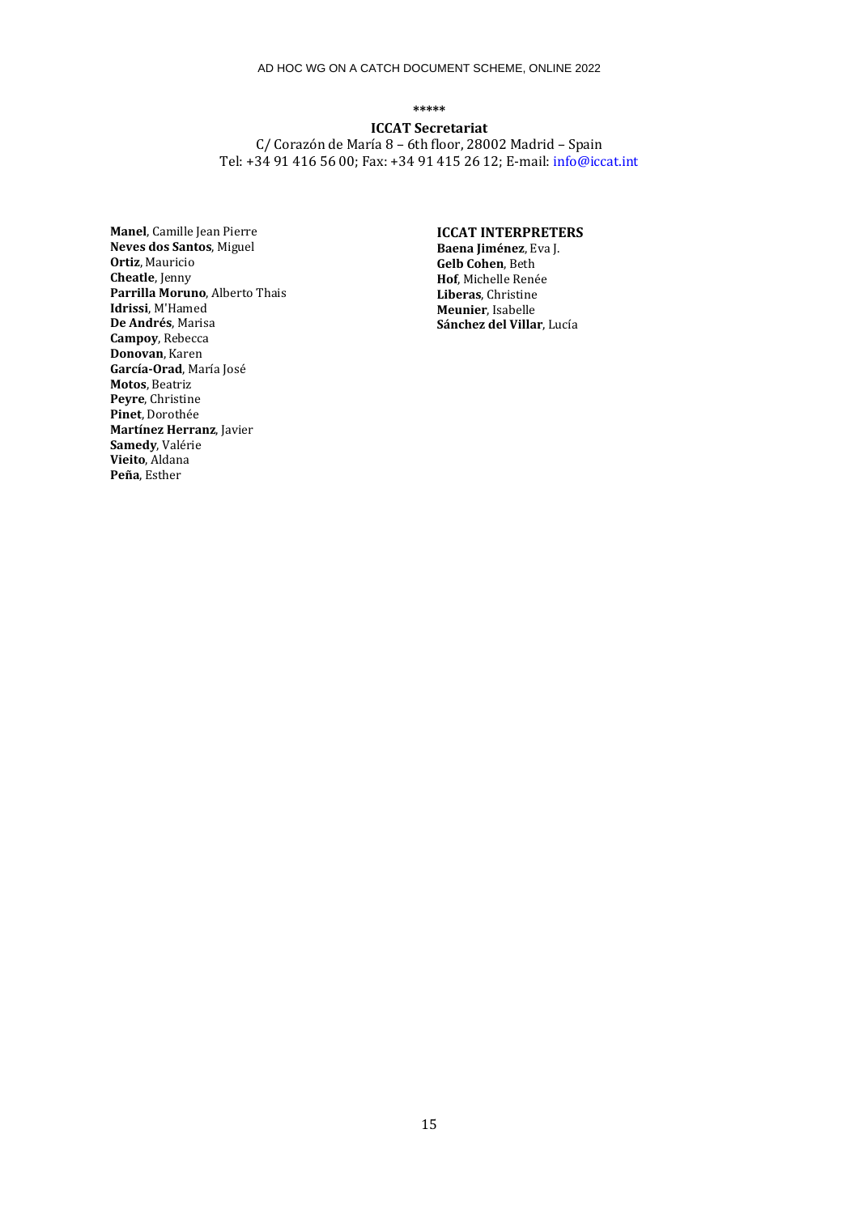\*\*\*\*\*

**ICCAT Secretariat**

C/ Corazón de María 8 – 6th floor, 28002 Madrid – Spain
Tel: +34 91 416 56 00; Fax: +34 91 415 26 12; E-mail: info@iccat.int

**Manel**, Camille Jean Pierre
**Neves dos Santos**, Miguel
**Ortiz**, Mauricio
**Cheatle**, Jenny
**Parrilla Moruno**, Alberto Thais
**Idrissi**, M'Hamed
**De Andrés**, Marisa
**Campoy**, Rebecca
**Donovan**, Karen
**García-Orad**, María José
**Motos**, Beatriz
**Peyre**, Christine
**Pinet**, Dorothée
**Martínez Herranz**, Javier
**Samedy**, Valérie
**Vieito**, Aldana
**Peña**, Esther

**ICCAT INTERPRETERS**

**Baena Jiménez**, Eva J.
**Gelb Cohen**, Beth
**Hof**, Michelle Renée
**Liberas**, Christine
**Meunier**, Isabelle
**Sánchez del Villar**, Lucía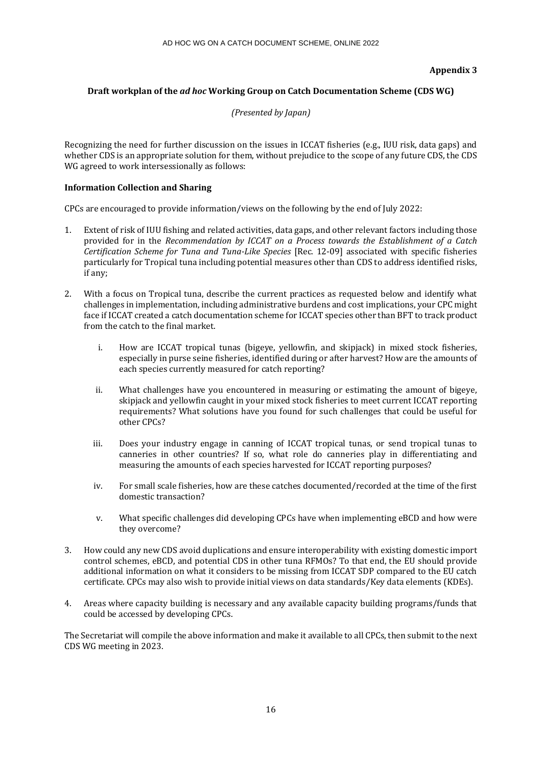**Appendix 3**

**Draft workplan of the *ad hoc* Working Group on Catch Documentation Scheme (CDS WG)**

*(Presented by Japan)*

Recognizing the need for further discussion on the issues in ICCAT fisheries (e.g., IUU risk, data gaps) and whether CDS is an appropriate solution for them, without prejudice to the scope of any future CDS, the CDS WG agreed to work intersessionally as follows:

**Information Collection and Sharing**

CPCs are encouraged to provide information/views on the following by the end of July 2022:

1. Extent of risk of IUU fishing and related activities, data gaps, and other relevant factors including those provided for in the *Recommendation by ICCAT on a Process towards the Establishment of a Catch Certification Scheme for Tuna and Tuna-Like Species* [Rec. 12-09] associated with specific fisheries particularly for Tropical tuna including potential measures other than CDS to address identified risks, if any;

2. With a focus on Tropical tuna, describe the current practices as requested below and identify what challenges in implementation, including administrative burdens and cost implications, your CPC might face if ICCAT created a catch documentation scheme for ICCAT species other than BFT to track product from the catch to the final market.

   i. How are ICCAT tropical tunas (bigeye, yellowfin, and skipjack) in mixed stock fisheries, especially in purse seine fisheries, identified during or after harvest? How are the amounts of each species currently measured for catch reporting?

   ii. What challenges have you encountered in measuring or estimating the amount of bigeye, skipjack and yellowfin caught in your mixed stock fisheries to meet current ICCAT reporting requirements? What solutions have you found for such challenges that could be useful for other CPCs?

   iii. Does your industry engage in canning of ICCAT tropical tunas, or send tropical tunas to canneries in other countries? If so, what role do canneries play in differentiating and measuring the amounts of each species harvested for ICCAT reporting purposes?

   iv. For small scale fisheries, how are these catches documented/recorded at the time of the first domestic transaction?

   v. What specific challenges did developing CPCs have when implementing eBCD and how were they overcome?

3. How could any new CDS avoid duplications and ensure interoperability with existing domestic import control schemes, eBCD, and potential CDS in other tuna RFMOs? To that end, the EU should provide additional information on what it considers to be missing from ICCAT SDP compared to the EU catch certificate. CPCs may also wish to provide initial views on data standards/Key data elements (KDEs).

4. Areas where capacity building is necessary and any available capacity building programs/funds that could be accessed by developing CPCs.

The Secretariat will compile the above information and make it available to all CPCs, then submit to the next CDS WG meeting in 2023.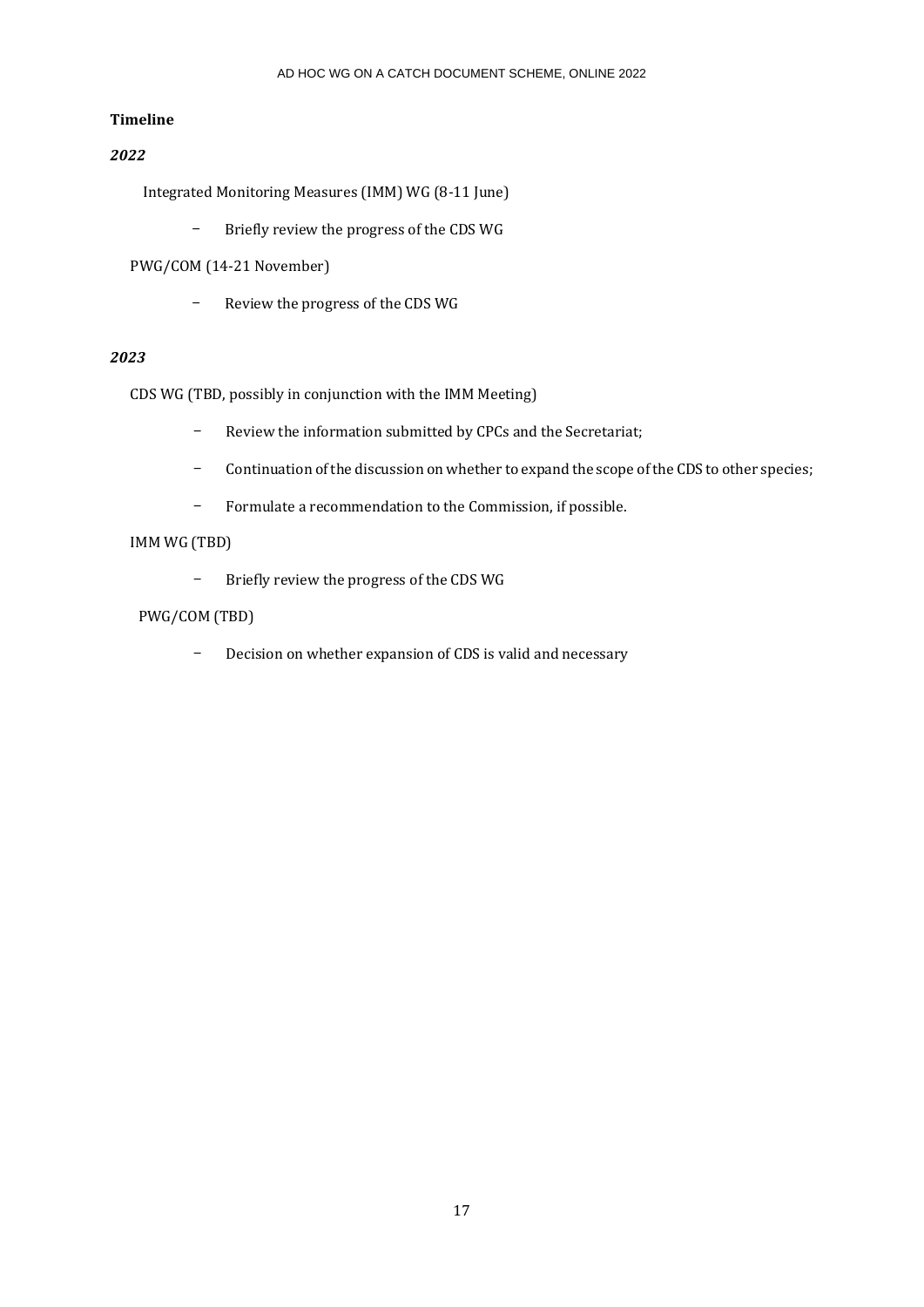**Timeline**

***2022***

Integrated Monitoring Measures (IMM) WG (8-11 June)

- Briefly review the progress of the CDS WG

PWG/COM (14-21 November)

- Review the progress of the CDS WG

***2023***

CDS WG (TBD, possibly in conjunction with the IMM Meeting)

- Review the information submitted by CPCs and the Secretariat;
- Continuation of the discussion on whether to expand the scope of the CDS to other species;
- Formulate a recommendation to the Commission, if possible.

IMM WG (TBD)

- Briefly review the progress of the CDS WG

PWG/COM (TBD)

- Decision on whether expansion of CDS is valid and necessary